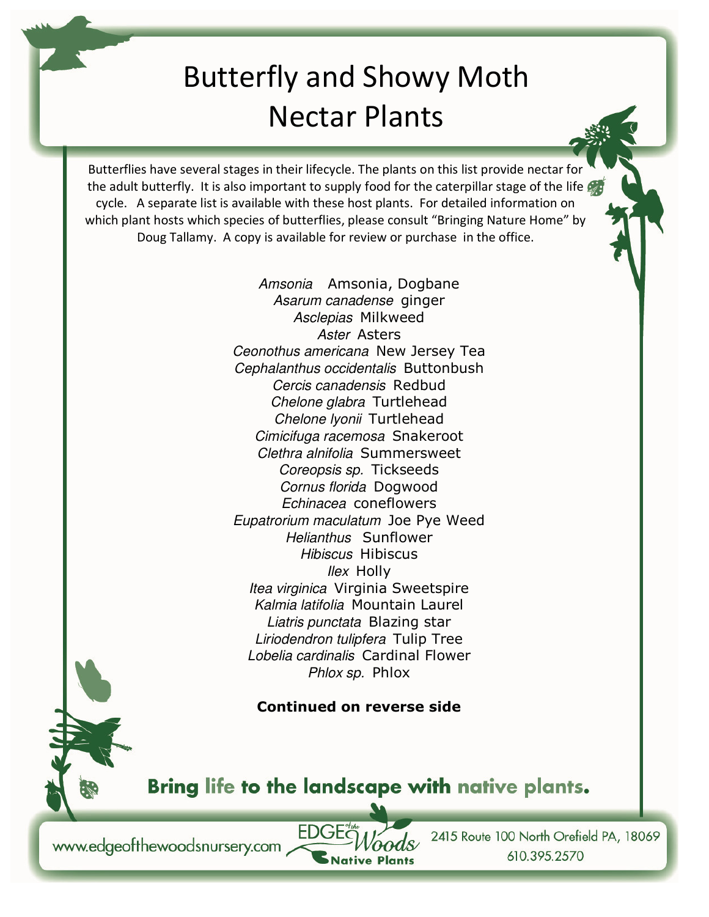# Butterfly and Showy Moth Nectar Plants

Butterflies have several stages in their lifecycle. The plants on this list provide nectar for the adult butterfly. It is also important to supply food for the caterpillar stage of the life cycle. A separate list is available with these host plants. For detailed information on which plant hosts which species of butterflies, please consult "Bringing Nature Home" by Doug Tallamy. A copy is available for review or purchase in the office.

*Amsonia* Amsonia, Dogbane
*Asarum canadense* ginger
*Asclepias* Milkweed
*Aster* Asters
*Ceonothus americana* New Jersey Tea
*Cephalanthus occidentalis* Buttonbush
*Cercis canadensis* Redbud
*Chelone glabra* Turtlehead
*Chelone lyonii* Turtlehead
*Cimicifuga racemosa* Snakeroot
*Clethra alnifolia* Summersweet
*Coreopsis sp.* Tickseeds
*Cornus florida* Dogwood
*Echinacea* coneflowers
*Eupatrorium maculatum* Joe Pye Weed
*Helianthus* Sunflower
*Hibiscus* Hibiscus
*Ilex* Holly
*Itea virginica* Virginia Sweetspire
*Kalmia latifolia* Mountain Laurel
*Liatris punctata* Blazing star
*Liriodendron tulipfera* Tulip Tree
*Lobelia cardinalis* Cardinal Flower
*Phlox sp.* Phlox

**Continued on reverse side**

**Bring life to the landscape with native plants.**

www.edgeofthewoodsnursery.com

EDGE of the Woods Native Plants

2415 Route 100 North Orefield PA, 18069
610.395.2570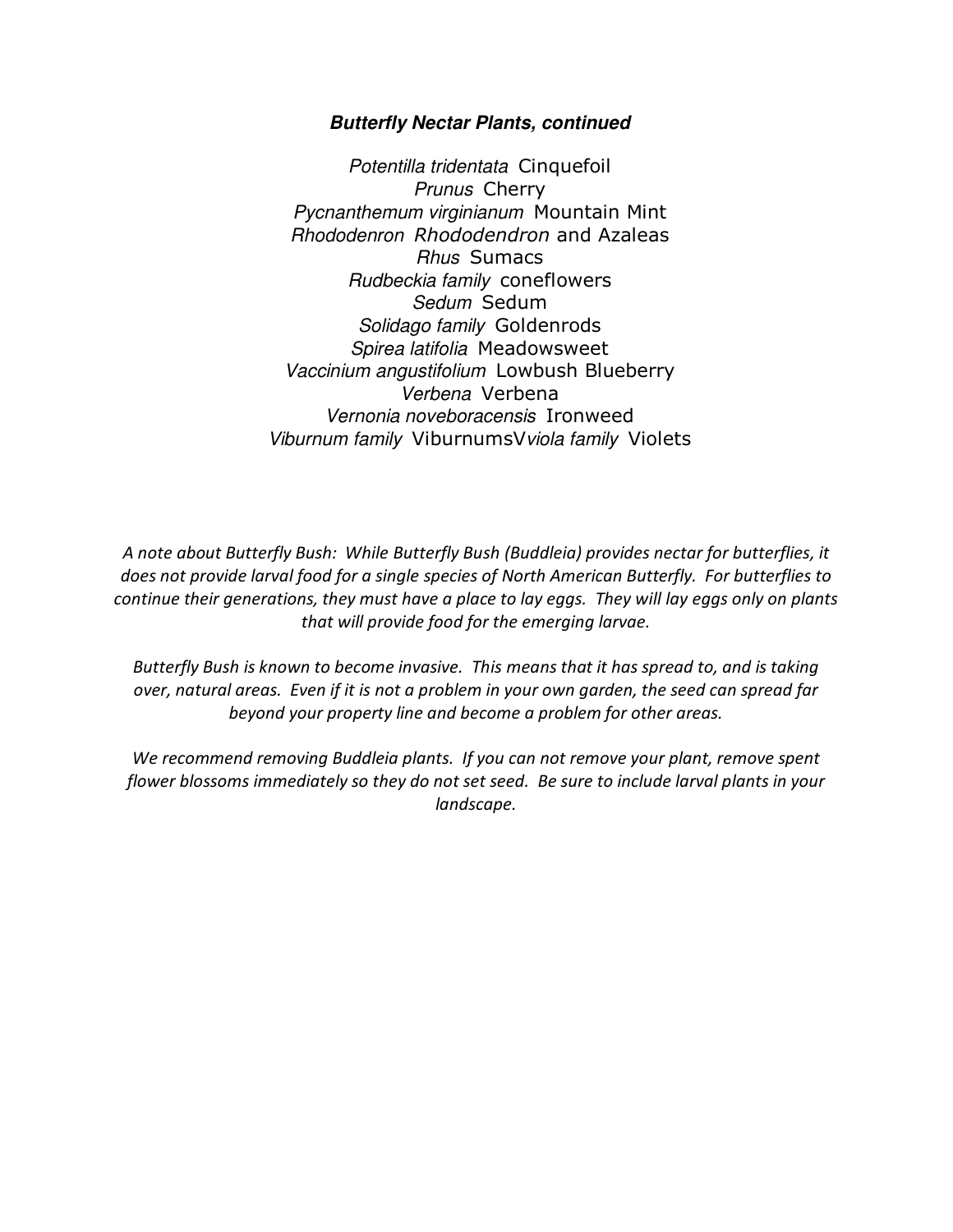***Butterfly Nectar Plants, continued***

*Potentilla tridentata* Cinquefoil
*Prunus* Cherry
*Pycnanthemum virginianum* Mountain Mint
*Rhododenron* *Rhododendron* and Azaleas
*Rhus* Sumacs
*Rudbeckia family* coneflowers
*Sedum* Sedum
*Solidago family* Goldenrods
*Spirea latifolia* Meadowsweet
*Vaccinium angustifolium* Lowbush Blueberry
*Verbena* Verbena
*Vernonia noveboracensis* Ironweed
*Viburnum family* ViburnumsV*viola family* Violets

*A note about Butterfly Bush: While Butterfly Bush (Buddleia) provides nectar for butterflies, it does not provide larval food for a single species of North American Butterfly. For butterflies to continue their generations, they must have a place to lay eggs. They will lay eggs only on plants that will provide food for the emerging larvae.*

*Butterfly Bush is known to become invasive. This means that it has spread to, and is taking over, natural areas. Even if it is not a problem in your own garden, the seed can spread far beyond your property line and become a problem for other areas.*

*We recommend removing Buddleia plants. If you can not remove your plant, remove spent flower blossoms immediately so they do not set seed. Be sure to include larval plants in your landscape.*